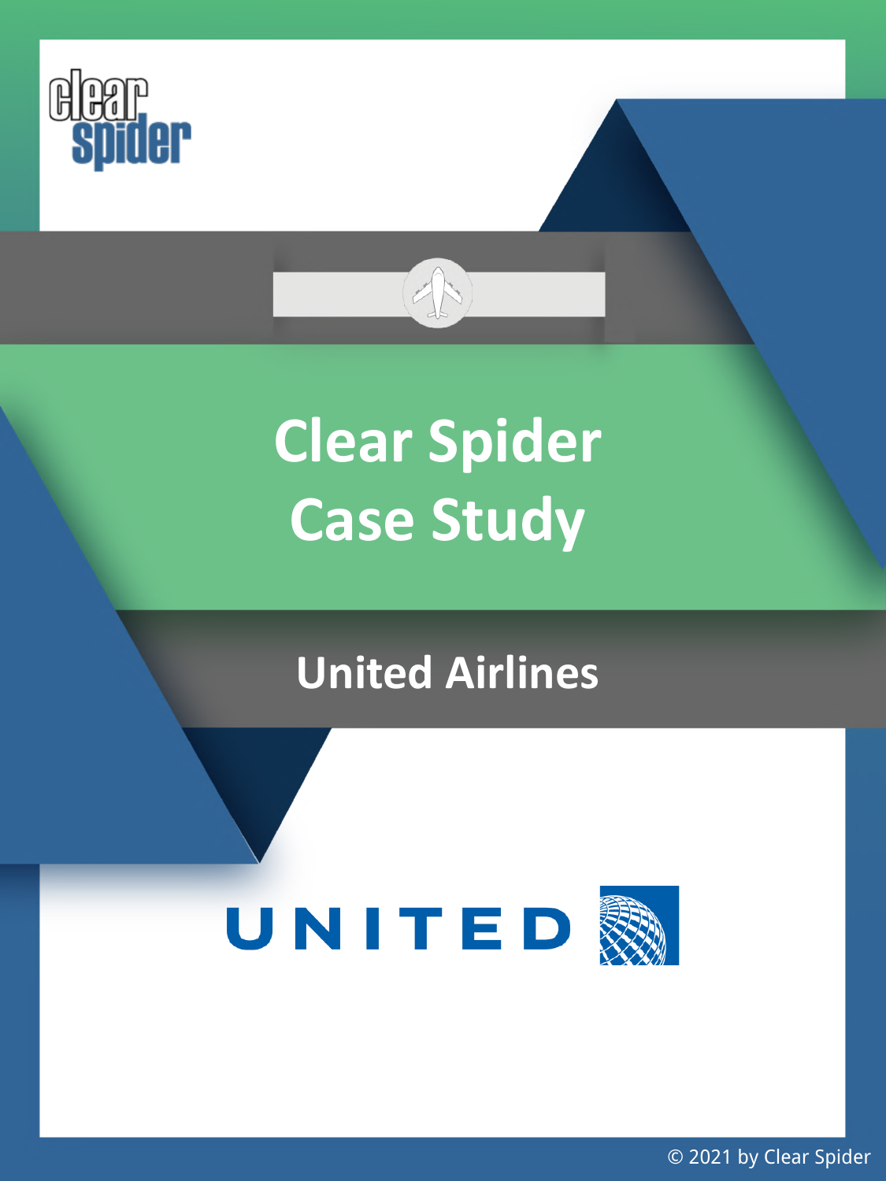clear spider

# Clear Spider Case Study

## United Airlines

UNITED

© 2021 by Clear Spider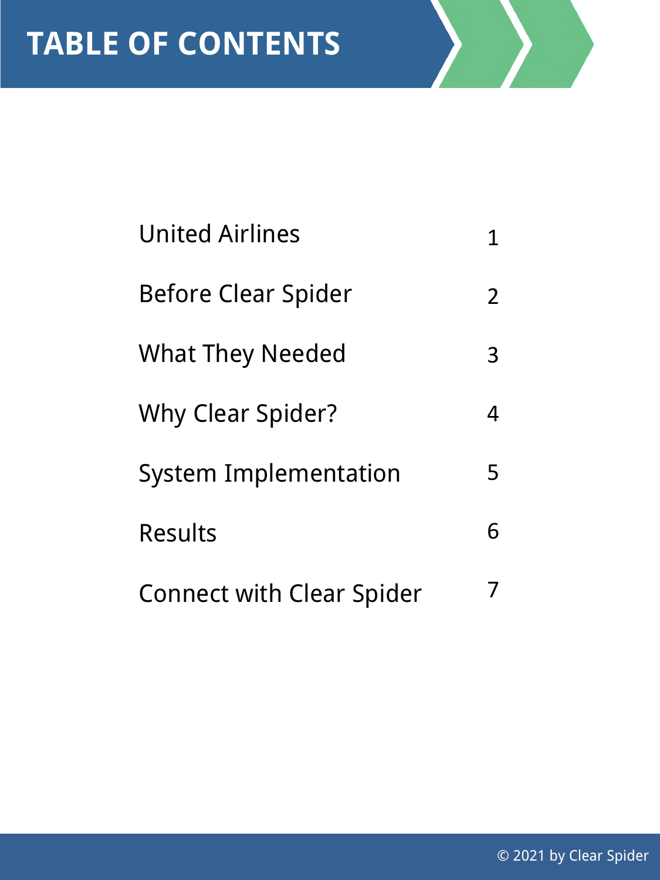# TABLE OF CONTENTS

| | |
|---|---|
| United Airlines | 1 |
| Before Clear Spider | 2 |
| What They Needed | 3 |
| Why Clear Spider? | 4 |
| System Implementation | 5 |
| Results | 6 |
| Connect with Clear Spider | 7 |

© 2021 by Clear Spider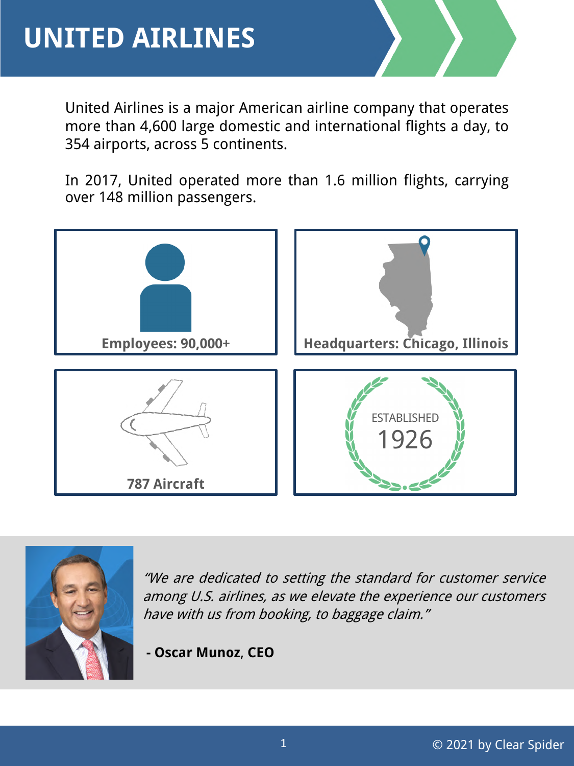# UNITED AIRLINES

United Airlines is a major American airline company that operates more than 4,600 large domestic and international flights a day, to 354 airports, across 5 continents.

In 2017, United operated more than 1.6 million flights, carrying over 148 million passengers.

**Employees: 90,000+**

**Headquarters: Chicago, Illinois**

**787 Aircraft**

ESTABLISHED
1926

*"We are dedicated to setting the standard for customer service among U.S. airlines, as we elevate the experience our customers have with us from booking, to baggage claim."*

**- Oscar Munoz, CEO**

© 2021 by Clear Spider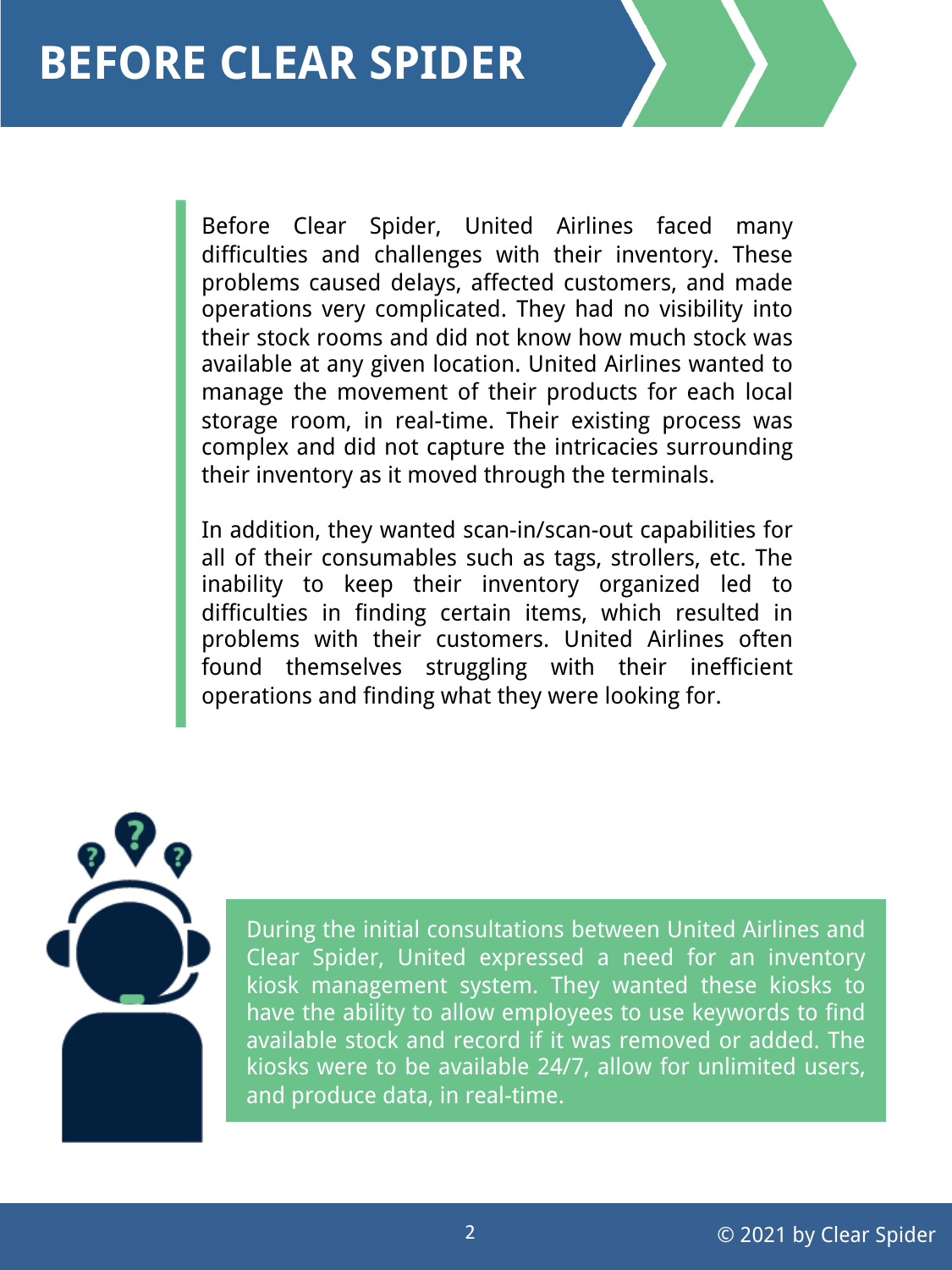# BEFORE CLEAR SPIDER

Before Clear Spider, United Airlines faced many difficulties and challenges with their inventory. These problems caused delays, affected customers, and made operations very complicated. They had no visibility into their stock rooms and did not know how much stock was available at any given location. United Airlines wanted to manage the movement of their products for each local storage room, in real-time. Their existing process was complex and did not capture the intricacies surrounding their inventory as it moved through the terminals.

In addition, they wanted scan-in/scan-out capabilities for all of their consumables such as tags, strollers, etc. The inability to keep their inventory organized led to difficulties in finding certain items, which resulted in problems with their customers. United Airlines often found themselves struggling with their inefficient operations and finding what they were looking for.

During the initial consultations between United Airlines and Clear Spider, United expressed a need for an inventory kiosk management system. They wanted these kiosks to have the ability to allow employees to use keywords to find available stock and record if it was removed or added. The kiosks were to be available 24/7, allow for unlimited users, and produce data, in real-time.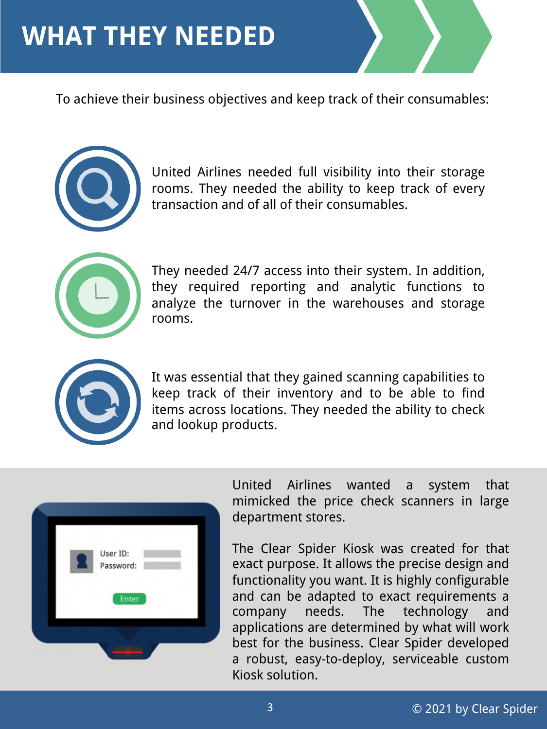# WHAT THEY NEEDED

To achieve their business objectives and keep track of their consumables:

United Airlines needed full visibility into their storage rooms. They needed the ability to keep track of every transaction and of all of their consumables.

They needed 24/7 access into their system. In addition, they required reporting and analytic functions to analyze the turnover in the warehouses and storage rooms.

It was essential that they gained scanning capabilities to keep track of their inventory and to be able to find items across locations. They needed the ability to check and lookup products.

United Airlines wanted a system that mimicked the price check scanners in large department stores.

The Clear Spider Kiosk was created for that exact purpose. It allows the precise design and functionality you want. It is highly configurable and can be adapted to exact requirements a company needs. The technology and applications are determined by what will work best for the business. Clear Spider developed a robust, easy-to-deploy, serviceable custom Kiosk solution.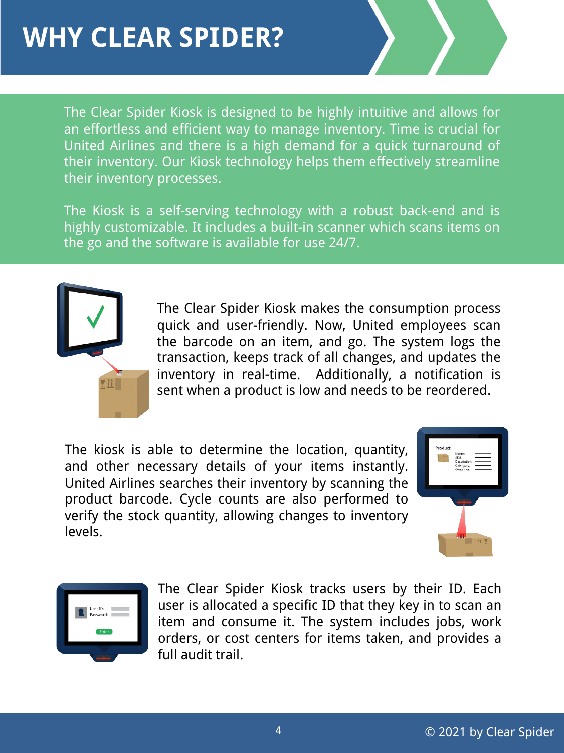# WHY CLEAR SPIDER?

The Clear Spider Kiosk is designed to be highly intuitive and allows for an effortless and efficient way to manage inventory. Time is crucial for United Airlines and there is a high demand for a quick turnaround of their inventory. Our Kiosk technology helps them effectively streamline their inventory processes.

The Kiosk is a self-serving technology with a robust back-end and is highly customizable. It includes a built-in scanner which scans items on the go and the software is available for use 24/7.

The Clear Spider Kiosk makes the consumption process quick and user-friendly. Now, United employees scan the barcode on an item, and go. The system logs the transaction, keeps track of all changes, and updates the inventory in real-time. Additionally, a notification is sent when a product is low and needs to be reordered.

The kiosk is able to determine the location, quantity, and other necessary details of your items instantly. United Airlines searches their inventory by scanning the product barcode. Cycle counts are also performed to verify the stock quantity, allowing changes to inventory levels.

The Clear Spider Kiosk tracks users by their ID. Each user is allocated a specific ID that they key in to scan an item and consume it. The system includes jobs, work orders, or cost centers for items taken, and provides a full audit trail.

© 2021 by Clear Spider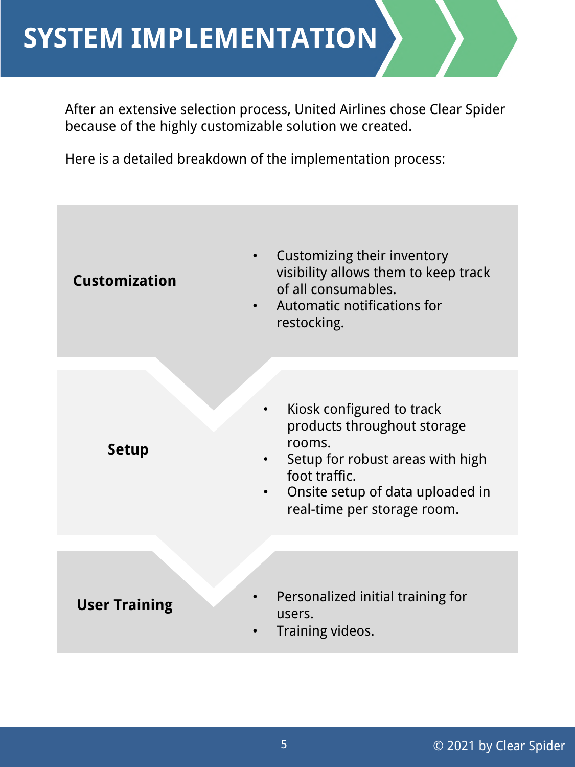# SYSTEM IMPLEMENTATION

After an extensive selection process, United Airlines chose Clear Spider because of the highly customizable solution we created.

Here is a detailed breakdown of the implementation process:

**Customization**

- Customizing their inventory visibility allows them to keep track of all consumables.
- Automatic notifications for restocking.

**Setup**

- Kiosk configured to track products throughout storage rooms.
- Setup for robust areas with high foot traffic.
- Onsite setup of data uploaded in real-time per storage room.

**User Training**

- Personalized initial training for users.
- Training videos.

© 2021 by Clear Spider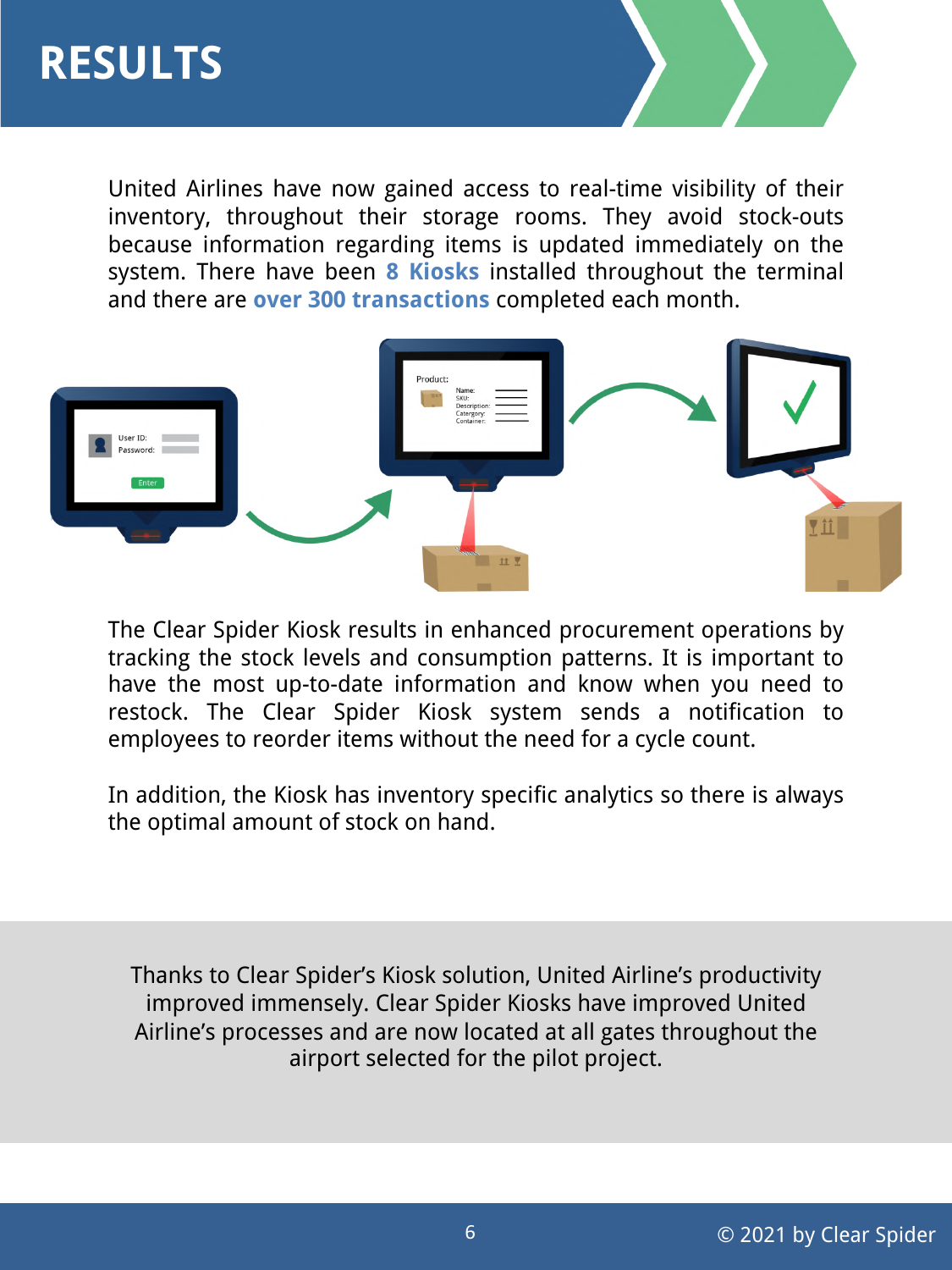# RESULTS

United Airlines have now gained access to real-time visibility of their inventory, throughout their storage rooms. They avoid stock-outs because information regarding items is updated immediately on the system. There have been **8 Kiosks** installed throughout the terminal and there are **over 300 transactions** completed each month.

The Clear Spider Kiosk results in enhanced procurement operations by tracking the stock levels and consumption patterns. It is important to have the most up-to-date information and know when you need to restock. The Clear Spider Kiosk system sends a notification to employees to reorder items without the need for a cycle count.

In addition, the Kiosk has inventory specific analytics so there is always the optimal amount of stock on hand.

Thanks to Clear Spider's Kiosk solution, United Airline's productivity improved immensely. Clear Spider Kiosks have improved United Airline's processes and are now located at all gates throughout the airport selected for the pilot project.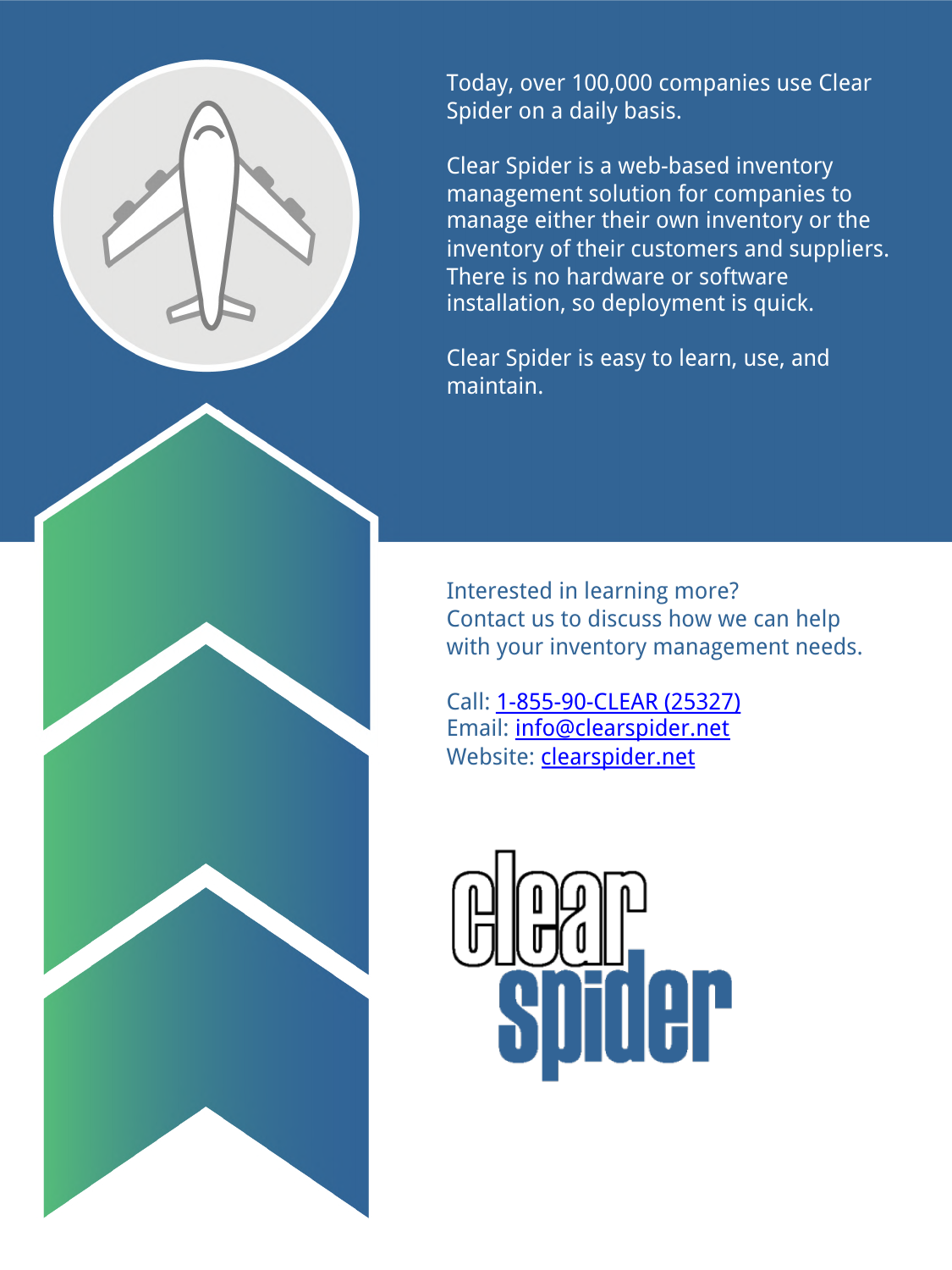Today, over 100,000 companies use Clear Spider on a daily basis.

Clear Spider is a web-based inventory management solution for companies to manage either their own inventory or the inventory of their customers and suppliers. There is no hardware or software installation, so deployment is quick.

Clear Spider is easy to learn, use, and maintain.

Interested in learning more?
Contact us to discuss how we can help with your inventory management needs.

Call: 1-855-90-CLEAR (25327)
Email: info@clearspider.net
Website: clearspider.net

clear spider